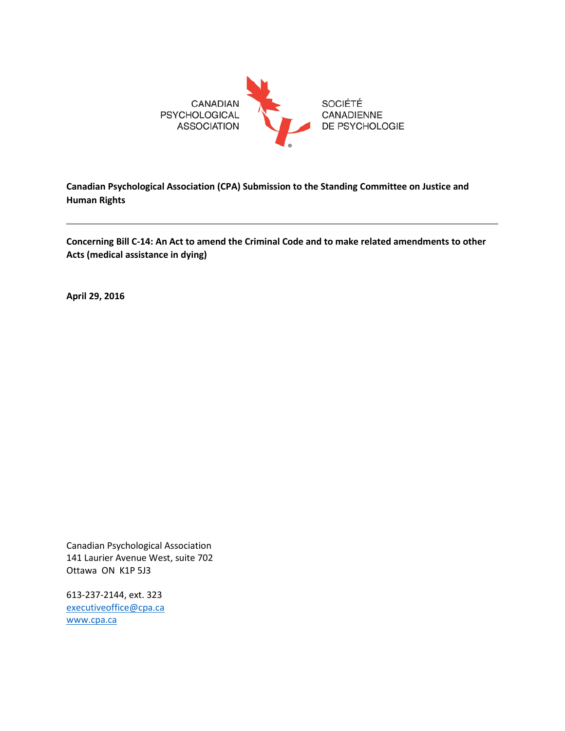CANADIAN PSYCHOLOGICAL ASSOCIATION

SOCIÉTÉ CANADIENNE DE PSYCHOLOGIE

**Canadian Psychological Association (CPA) Submission to the Standing Committee on Justice and Human Rights**

---

**Concerning Bill C-14: An Act to amend the Criminal Code and to make related amendments to other Acts (medical assistance in dying)**

**April 29, 2016**

Canadian Psychological Association
141 Laurier Avenue West, suite 702
Ottawa ON K1P 5J3

613-237-2144, ext. 323
executiveoffice@cpa.ca
www.cpa.ca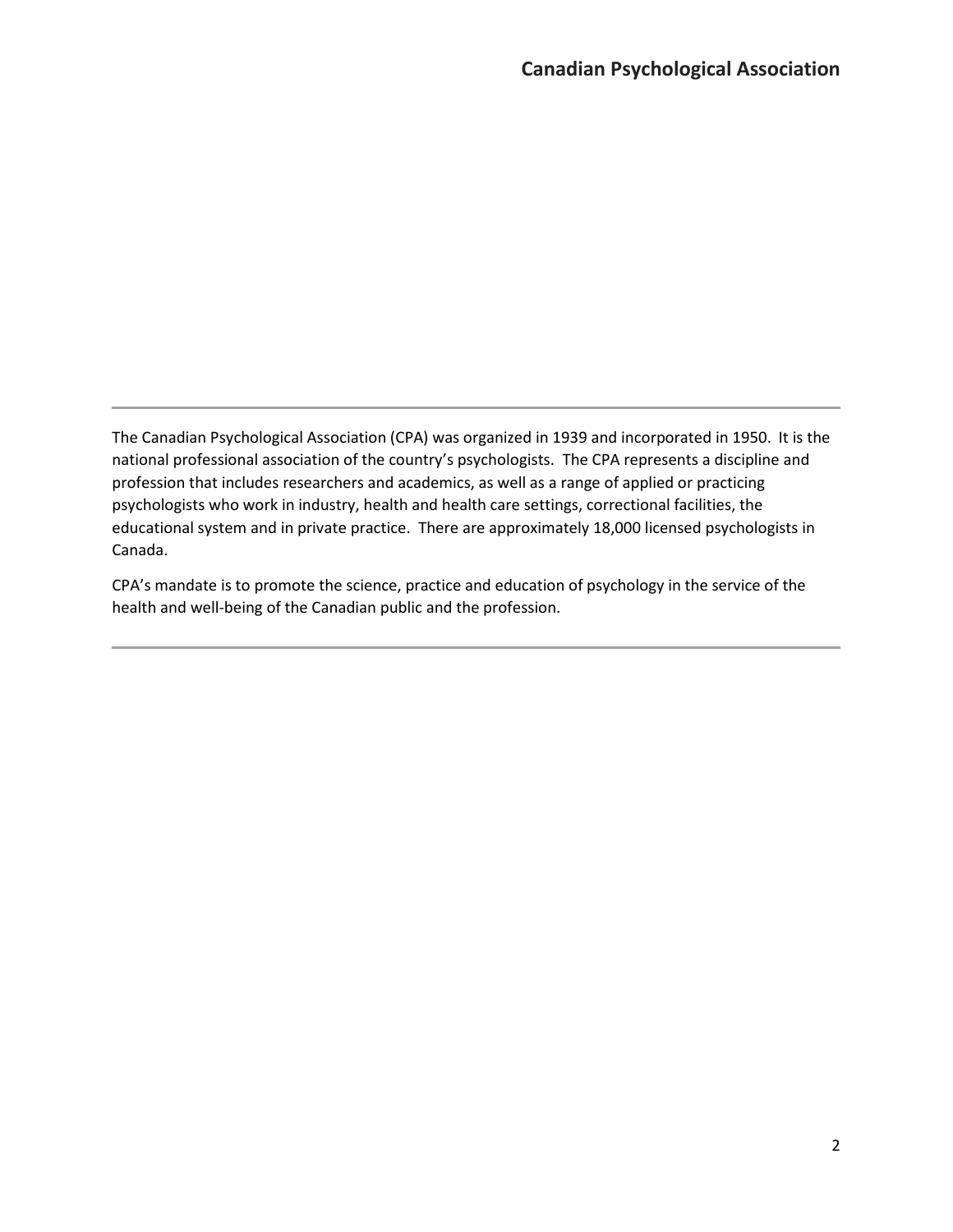The Canadian Psychological Association (CPA) was organized in 1939 and incorporated in 1950. It is the national professional association of the country's psychologists. The CPA represents a discipline and profession that includes researchers and academics, as well as a range of applied or practicing psychologists who work in industry, health and health care settings, correctional facilities, the educational system and in private practice. There are approximately 18,000 licensed psychologists in Canada.

CPA's mandate is to promote the science, practice and education of psychology in the service of the health and well-being of the Canadian public and the profession.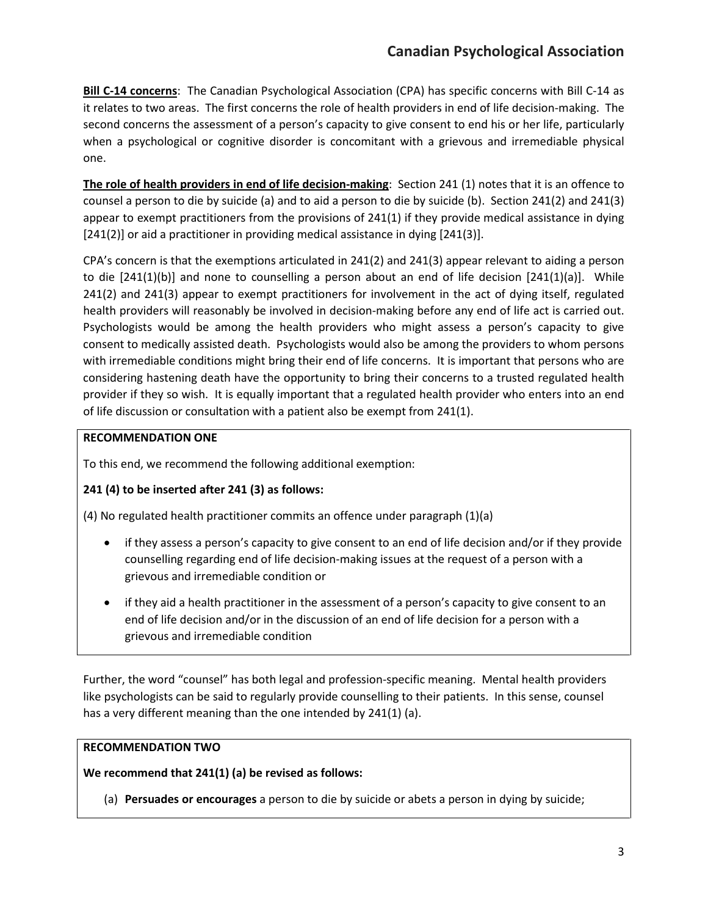**Bill C-14 concerns**: The Canadian Psychological Association (CPA) has specific concerns with Bill C-14 as it relates to two areas. The first concerns the role of health providers in end of life decision-making. The second concerns the assessment of a person's capacity to give consent to end his or her life, particularly when a psychological or cognitive disorder is concomitant with a grievous and irremediable physical one.

**The role of health providers in end of life decision-making**: Section 241 (1) notes that it is an offence to counsel a person to die by suicide (a) and to aid a person to die by suicide (b). Section 241(2) and 241(3) appear to exempt practitioners from the provisions of 241(1) if they provide medical assistance in dying [241(2)] or aid a practitioner in providing medical assistance in dying [241(3)].

CPA's concern is that the exemptions articulated in 241(2) and 241(3) appear relevant to aiding a person to die [241(1)(b)] and none to counselling a person about an end of life decision [241(1)(a)]. While 241(2) and 241(3) appear to exempt practitioners for involvement in the act of dying itself, regulated health providers will reasonably be involved in decision-making before any end of life act is carried out. Psychologists would be among the health providers who might assess a person's capacity to give consent to medically assisted death. Psychologists would also be among the providers to whom persons with irremediable conditions might bring their end of life concerns. It is important that persons who are considering hastening death have the opportunity to bring their concerns to a trusted regulated health provider if they so wish. It is equally important that a regulated health provider who enters into an end of life discussion or consultation with a patient also be exempt from 241(1).

**RECOMMENDATION ONE**

To this end, we recommend the following additional exemption:

**241 (4) to be inserted after 241 (3) as follows:**

(4) No regulated health practitioner commits an offence under paragraph (1)(a)

- if they assess a person's capacity to give consent to an end of life decision and/or if they provide counselling regarding end of life decision-making issues at the request of a person with a grievous and irremediable condition or
- if they aid a health practitioner in the assessment of a person's capacity to give consent to an end of life decision and/or in the discussion of an end of life decision for a person with a grievous and irremediable condition

Further, the word "counsel" has both legal and profession-specific meaning. Mental health providers like psychologists can be said to regularly provide counselling to their patients. In this sense, counsel has a very different meaning than the one intended by 241(1) (a).

**RECOMMENDATION TWO**

**We recommend that 241(1) (a) be revised as follows:**

(a) **Persuades or encourages** a person to die by suicide or abets a person in dying by suicide;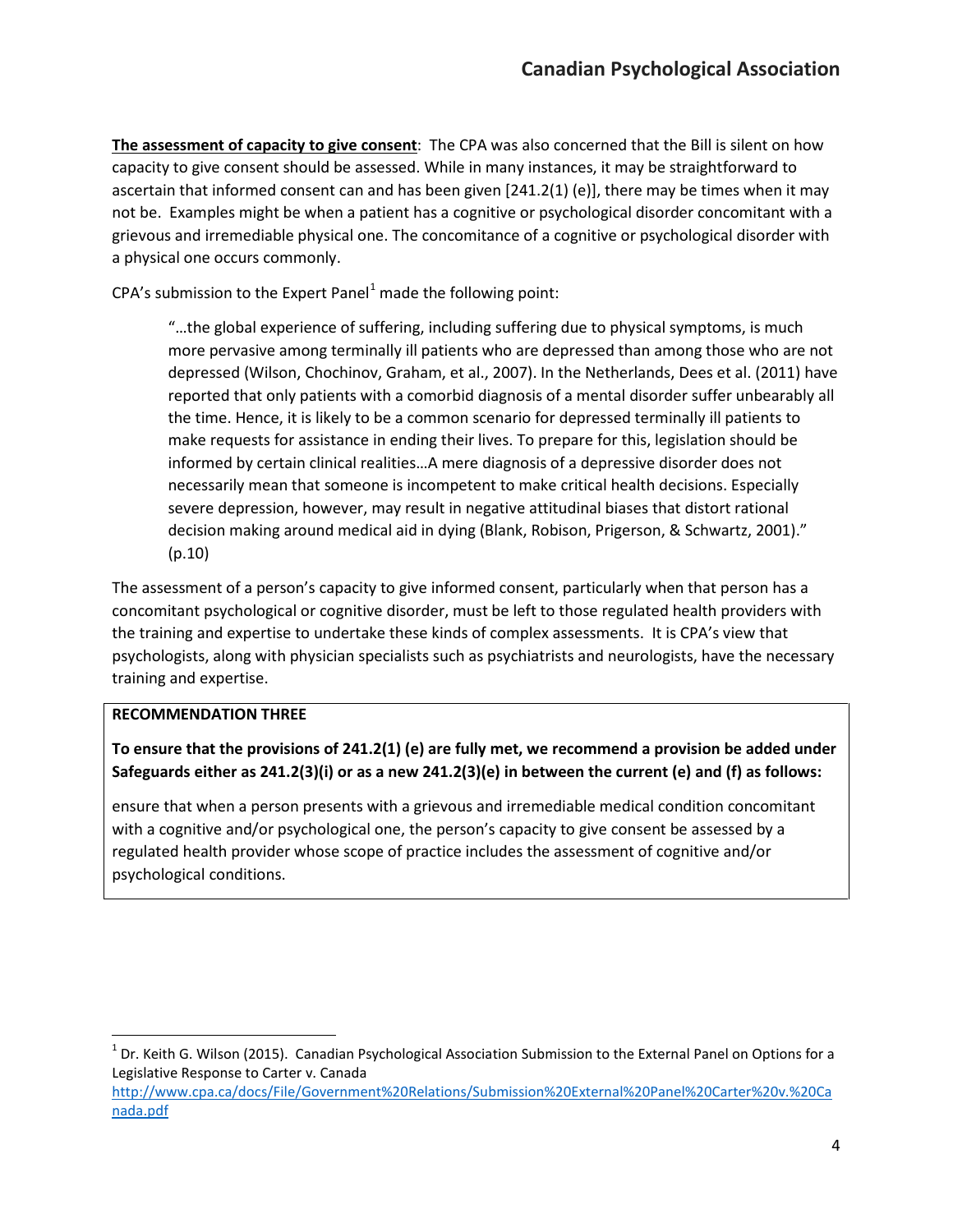**The assessment of capacity to give consent**: The CPA was also concerned that the Bill is silent on how capacity to give consent should be assessed. While in many instances, it may be straightforward to ascertain that informed consent can and has been given [241.2(1) (e)], there may be times when it may not be. Examples might be when a patient has a cognitive or psychological disorder concomitant with a grievous and irremediable physical one. The concomitance of a cognitive or psychological disorder with a physical one occurs commonly.

CPA's submission to the Expert Panel[1] made the following point:

> "…the global experience of suffering, including suffering due to physical symptoms, is much more pervasive among terminally ill patients who are depressed than among those who are not depressed (Wilson, Chochinov, Graham, et al., 2007). In the Netherlands, Dees et al. (2011) have reported that only patients with a comorbid diagnosis of a mental disorder suffer unbearably all the time. Hence, it is likely to be a common scenario for depressed terminally ill patients to make requests for assistance in ending their lives. To prepare for this, legislation should be informed by certain clinical realities…A mere diagnosis of a depressive disorder does not necessarily mean that someone is incompetent to make critical health decisions. Especially severe depression, however, may result in negative attitudinal biases that distort rational decision making around medical aid in dying (Blank, Robison, Prigerson, & Schwartz, 2001)." (p.10)

The assessment of a person's capacity to give informed consent, particularly when that person has a concomitant psychological or cognitive disorder, must be left to those regulated health providers with the training and expertise to undertake these kinds of complex assessments. It is CPA's view that psychologists, along with physician specialists such as psychiatrists and neurologists, have the necessary training and expertise.

**RECOMMENDATION THREE**

**To ensure that the provisions of 241.2(1) (e) are fully met, we recommend a provision be added under Safeguards either as 241.2(3)(i) or as a new 241.2(3)(e) in between the current (e) and (f) as follows:**

ensure that when a person presents with a grievous and irremediable medical condition concomitant with a cognitive and/or psychological one, the person's capacity to give consent be assessed by a regulated health provider whose scope of practice includes the assessment of cognitive and/or psychological conditions.

---

[1] Dr. Keith G. Wilson (2015). Canadian Psychological Association Submission to the External Panel on Options for a Legislative Response to Carter v. Canada http://www.cpa.ca/docs/File/Government%20Relations/Submission%20External%20Panel%20Carter%20v.%20Canada.pdf